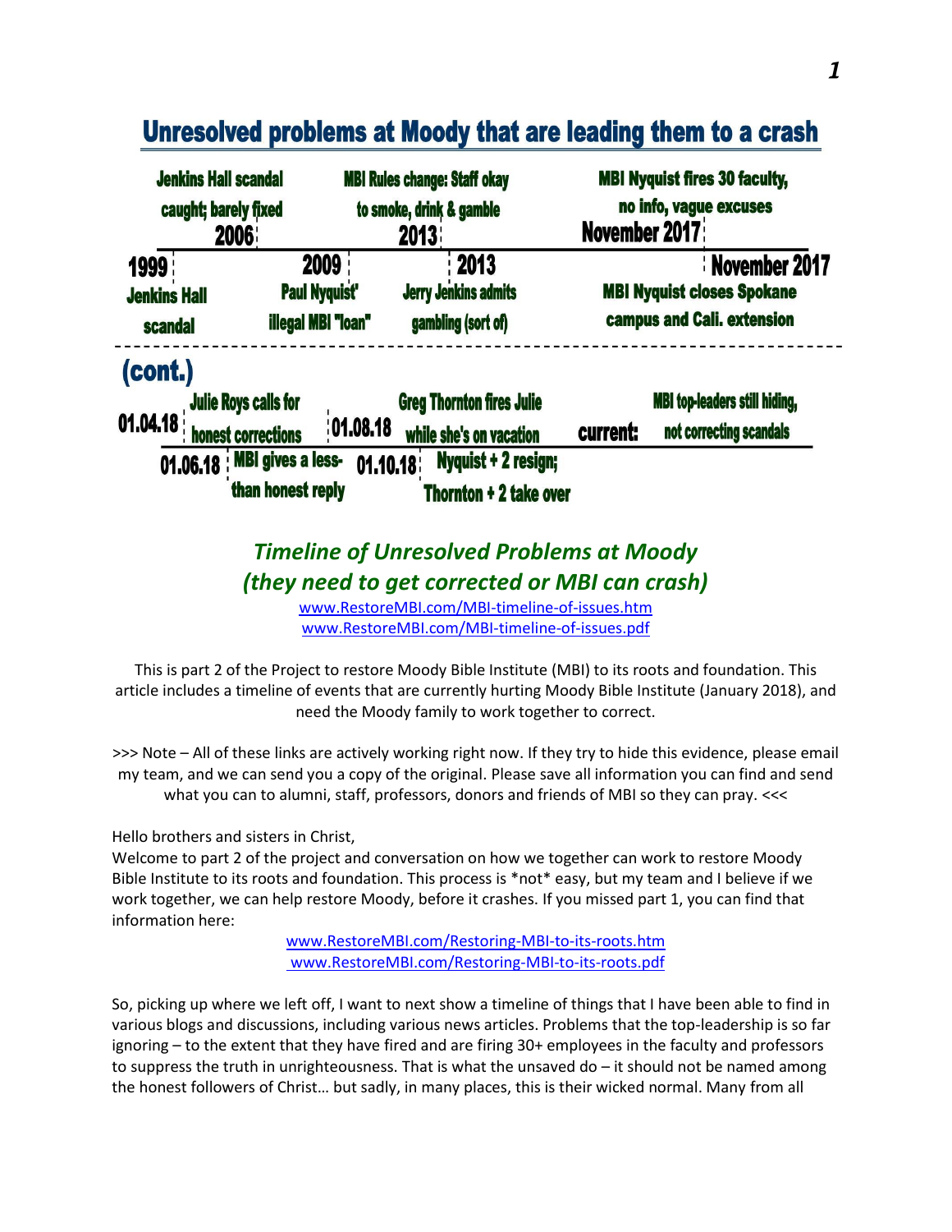# Unresolved problems at Moody that are leading them to a crash

**2006** – Jenkins Hall scandal caught; barely fixed

**2013** – MBI Rules change: Staff okay to smoke, drink & gamble

**November 2017** – MBI Nyquist fires 30 faculty, no info, vague excuses

**1999** – Jenkins Hall scandal

**2009** – Paul Nyquist' illegal MBI "loan"

**2013** – Jerry Jenkins admits gambling (sort of)

**November 2017** – MBI Nyquist closes Spokane campus and Cali. extension

**(cont.)**

**01.04.18** – Julie Roys calls for honest corrections

**01.06.18** – MBI gives a less-than honest reply

**01.08.18** – Greg Thornton fires Julie while she's on vacation

**01.10.18** – Nyquist + 2 resign; Thornton + 2 take over

**current:** MBI top-leaders still hiding, not correcting scandals

## *Timeline of Unresolved Problems at Moody (they need to get corrected or MBI can crash)*

www.RestoreMBI.com/MBI-timeline-of-issues.htm
www.RestoreMBI.com/MBI-timeline-of-issues.pdf

This is part 2 of the Project to restore Moody Bible Institute (MBI) to its roots and foundation. This article includes a timeline of events that are currently hurting Moody Bible Institute (January 2018), and need the Moody family to work together to correct.

>>> Note – All of these links are actively working right now. If they try to hide this evidence, please email my team, and we can send you a copy of the original. Please save all information you can find and send what you can to alumni, staff, professors, donors and friends of MBI so they can pray. <<<

Hello brothers and sisters in Christ,
Welcome to part 2 of the project and conversation on how we together can work to restore Moody Bible Institute to its roots and foundation. This process is *not* easy, but my team and I believe if we work together, we can help restore Moody, before it crashes. If you missed part 1, you can find that information here:

www.RestoreMBI.com/Restoring-MBI-to-its-roots.htm
www.RestoreMBI.com/Restoring-MBI-to-its-roots.pdf

So, picking up where we left off, I want to next show a timeline of things that I have been able to find in various blogs and discussions, including various news articles. Problems that the top-leadership is so far ignoring – to the extent that they have fired and are firing 30+ employees in the faculty and professors to suppress the truth in unrighteousness. That is what the unsaved do – it should not be named among the honest followers of Christ… but sadly, in many places, this is their wicked normal. Many from all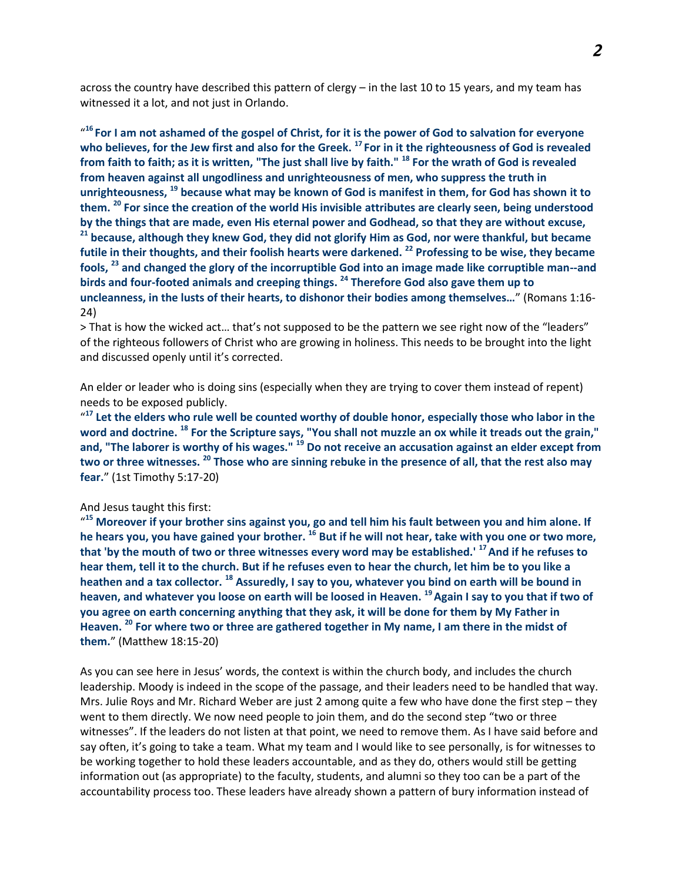across the country have described this pattern of clergy – in the last 10 to 15 years, and my team has witnessed it a lot, and not just in Orlando.

"[16] **For I am not ashamed of the gospel of Christ, for it is the power of God to salvation for everyone who believes, for the Jew first and also for the Greek.** [17] **For in it the righteousness of God is revealed from faith to faith; as it is written, "The just shall live by faith."** [18] **For the wrath of God is revealed from heaven against all ungodliness and unrighteousness of men, who suppress the truth in unrighteousness,** [19] **because what may be known of God is manifest in them, for God has shown it to them.** [20] **For since the creation of the world His invisible attributes are clearly seen, being understood by the things that are made, even His eternal power and Godhead, so that they are without excuse,** [21] **because, although they knew God, they did not glorify Him as God, nor were thankful, but became futile in their thoughts, and their foolish hearts were darkened.** [22] **Professing to be wise, they became fools,** [23] **and changed the glory of the incorruptible God into an image made like corruptible man--and birds and four-footed animals and creeping things.** [24] **Therefore God also gave them up to uncleanness, in the lusts of their hearts, to dishonor their bodies among themselves…**" (Romans 1:16-24)

> That is how the wicked act… that's not supposed to be the pattern we see right now of the "leaders" of the righteous followers of Christ who are growing in holiness. This needs to be brought into the light and discussed openly until it's corrected.

An elder or leader who is doing sins (especially when they are trying to cover them instead of repent) needs to be exposed publicly.

"[17] **Let the elders who rule well be counted worthy of double honor, especially those who labor in the word and doctrine.** [18] **For the Scripture says, "You shall not muzzle an ox while it treads out the grain," and, "The laborer is worthy of his wages."** [19] **Do not receive an accusation against an elder except from two or three witnesses.** [20] **Those who are sinning rebuke in the presence of all, that the rest also may fear.**" (1st Timothy 5:17-20)

And Jesus taught this first:

"[15] **Moreover if your brother sins against you, go and tell him his fault between you and him alone. If he hears you, you have gained your brother.** [16] **But if he will not hear, take with you one or two more, that 'by the mouth of two or three witnesses every word may be established.'** [17] **And if he refuses to hear them, tell it to the church. But if he refuses even to hear the church, let him be to you like a heathen and a tax collector.** [18] **Assuredly, I say to you, whatever you bind on earth will be bound in heaven, and whatever you loose on earth will be loosed in Heaven.** [19] **Again I say to you that if two of you agree on earth concerning anything that they ask, it will be done for them by My Father in Heaven.** [20] **For where two or three are gathered together in My name, I am there in the midst of them.**" (Matthew 18:15-20)

As you can see here in Jesus' words, the context is within the church body, and includes the church leadership. Moody is indeed in the scope of the passage, and their leaders need to be handled that way. Mrs. Julie Roys and Mr. Richard Weber are just 2 among quite a few who have done the first step – they went to them directly. We now need people to join them, and do the second step "two or three witnesses". If the leaders do not listen at that point, we need to remove them. As I have said before and say often, it's going to take a team. What my team and I would like to see personally, is for witnesses to be working together to hold these leaders accountable, and as they do, others would still be getting information out (as appropriate) to the faculty, students, and alumni so they too can be a part of the accountability process too. These leaders have already shown a pattern of bury information instead of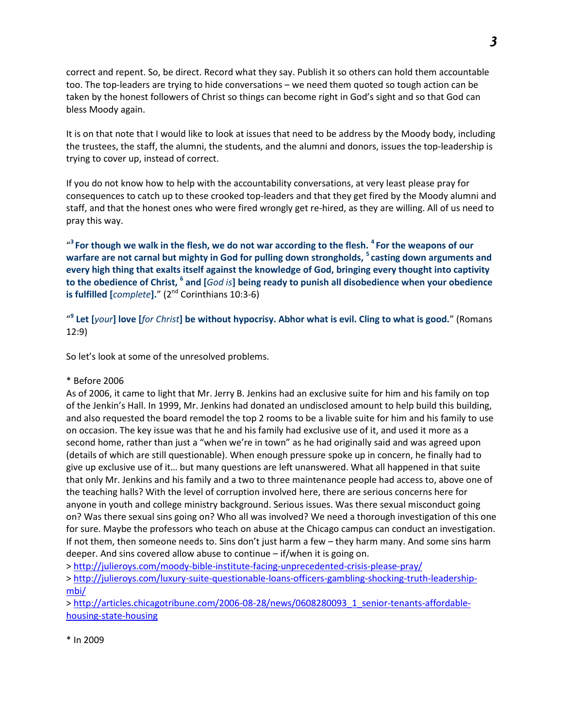correct and repent. So, be direct. Record what they say. Publish it so others can hold them accountable too. The top-leaders are trying to hide conversations – we need them quoted so tough action can be taken by the honest followers of Christ so things can become right in God's sight and so that God can bless Moody again.

It is on that note that I would like to look at issues that need to be address by the Moody body, including the trustees, the staff, the alumni, the students, and the alumni and donors, issues the top-leadership is trying to cover up, instead of correct.

If you do not know how to help with the accountability conversations, at very least please pray for consequences to catch up to these crooked top-leaders and that they get fired by the Moody alumni and staff, and that the honest ones who were fired wrongly get re-hired, as they are willing. All of us need to pray this way.

"[3] **For though we walk in the flesh, we do not war according to the flesh. [4] For the weapons of our warfare are not carnal but mighty in God for pulling down strongholds, [5] casting down arguments and every high thing that exalts itself against the knowledge of God, bringing every thought into captivity to the obedience of Christ, [6] and [*God is*] being ready to punish all disobedience when your obedience is fulfilled [*complete*].**" (2nd Corinthians 10:3-6)

"[9] **Let [*your*] love [*for Christ*] be without hypocrisy. Abhor what is evil. Cling to what is good.**" (Romans 12:9)

So let's look at some of the unresolved problems.

* Before 2006
As of 2006, it came to light that Mr. Jerry B. Jenkins had an exclusive suite for him and his family on top of the Jenkin's Hall. In 1999, Mr. Jenkins had donated an undisclosed amount to help build this building, and also requested the board remodel the top 2 rooms to be a livable suite for him and his family to use on occasion. The key issue was that he and his family had exclusive use of it, and used it more as a second home, rather than just a "when we're in town" as he had originally said and was agreed upon (details of which are still questionable). When enough pressure spoke up in concern, he finally had to give up exclusive use of it… but many questions are left unanswered. What all happened in that suite that only Mr. Jenkins and his family and a two to three maintenance people had access to, above one of the teaching halls? With the level of corruption involved here, there are serious concerns here for anyone in youth and college ministry background. Serious issues. Was there sexual misconduct going on? Was there sexual sins going on? Who all was involved? We need a thorough investigation of this one for sure. Maybe the professors who teach on abuse at the Chicago campus can conduct an investigation. If not them, then someone needs to. Sins don't just harm a few – they harm many. And some sins harm deeper. And sins covered allow abuse to continue – if/when it is going on.
> http://julieroys.com/moody-bible-institute-facing-unprecedented-crisis-please-pray/
> http://julieroys.com/luxury-suite-questionable-loans-officers-gambling-shocking-truth-leadership-mbi/
> http://articles.chicagotribune.com/2006-08-28/news/0608280093_1_senior-tenants-affordable-housing-state-housing

* In 2009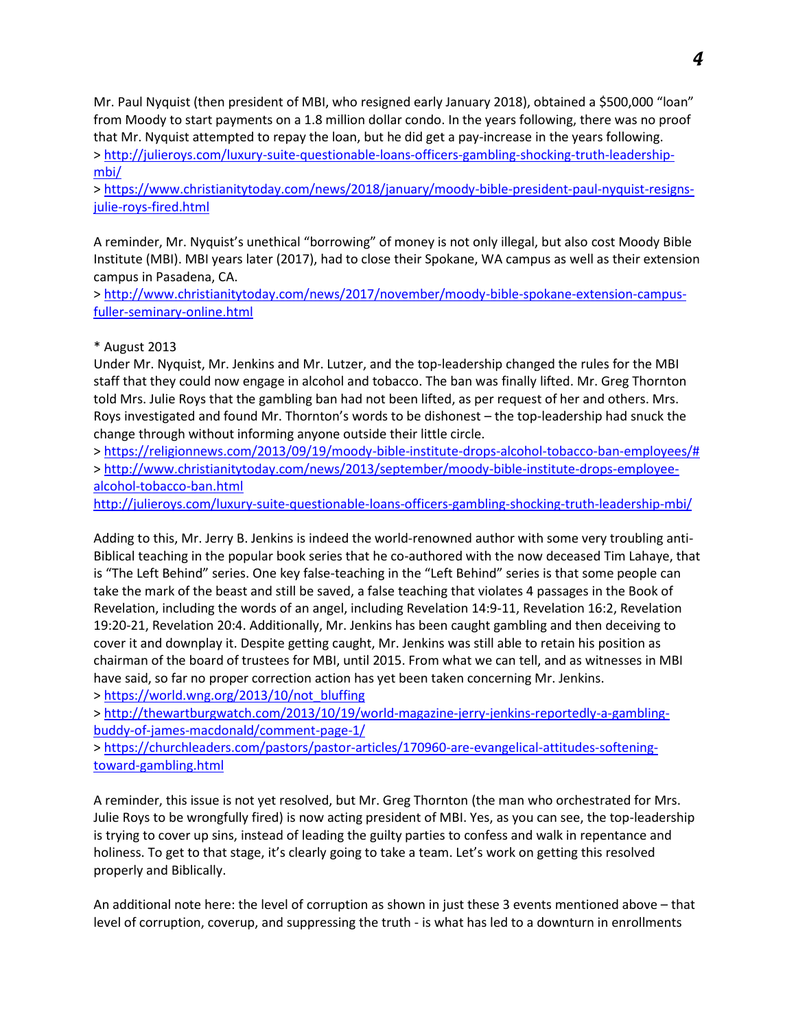Mr. Paul Nyquist (then president of MBI, who resigned early January 2018), obtained a $500,000 "loan" from Moody to start payments on a 1.8 million dollar condo. In the years following, there was no proof that Mr. Nyquist attempted to repay the loan, but he did get a pay-increase in the years following.
> http://julieroys.com/luxury-suite-questionable-loans-officers-gambling-shocking-truth-leadership-mbi/
> https://www.christianitytoday.com/news/2018/january/moody-bible-president-paul-nyquist-resigns-julie-roys-fired.html

A reminder, Mr. Nyquist's unethical "borrowing" of money is not only illegal, but also cost Moody Bible Institute (MBI). MBI years later (2017), had to close their Spokane, WA campus as well as their extension campus in Pasadena, CA.
> http://www.christianitytoday.com/news/2017/november/moody-bible-spokane-extension-campus-fuller-seminary-online.html

* August 2013
Under Mr. Nyquist, Mr. Jenkins and Mr. Lutzer, and the top-leadership changed the rules for the MBI staff that they could now engage in alcohol and tobacco. The ban was finally lifted. Mr. Greg Thornton told Mrs. Julie Roys that the gambling ban had not been lifted, as per request of her and others. Mrs. Roys investigated and found Mr. Thornton's words to be dishonest – the top-leadership had snuck the change through without informing anyone outside their little circle.
> https://religionnews.com/2013/09/19/moody-bible-institute-drops-alcohol-tobacco-ban-employees/#
> http://www.christianitytoday.com/news/2013/september/moody-bible-institute-drops-employee-alcohol-tobacco-ban.html
http://julieroys.com/luxury-suite-questionable-loans-officers-gambling-shocking-truth-leadership-mbi/

Adding to this, Mr. Jerry B. Jenkins is indeed the world-renowned author with some very troubling anti-Biblical teaching in the popular book series that he co-authored with the now deceased Tim Lahaye, that is "The Left Behind" series. One key false-teaching in the "Left Behind" series is that some people can take the mark of the beast and still be saved, a false teaching that violates 4 passages in the Book of Revelation, including the words of an angel, including Revelation 14:9-11, Revelation 16:2, Revelation 19:20-21, Revelation 20:4. Additionally, Mr. Jenkins has been caught gambling and then deceiving to cover it and downplay it. Despite getting caught, Mr. Jenkins was still able to retain his position as chairman of the board of trustees for MBI, until 2015. From what we can tell, and as witnesses in MBI have said, so far no proper correction action has yet been taken concerning Mr. Jenkins.
> https://world.wng.org/2013/10/not_bluffing
> http://thewartburgwatch.com/2013/10/19/world-magazine-jerry-jenkins-reportedly-a-gambling-buddy-of-james-macdonald/comment-page-1/
> https://churchleaders.com/pastors/pastor-articles/170960-are-evangelical-attitudes-softening-toward-gambling.html

A reminder, this issue is not yet resolved, but Mr. Greg Thornton (the man who orchestrated for Mrs. Julie Roys to be wrongfully fired) is now acting president of MBI. Yes, as you can see, the top-leadership is trying to cover up sins, instead of leading the guilty parties to confess and walk in repentance and holiness. To get to that stage, it's clearly going to take a team. Let's work on getting this resolved properly and Biblically.

An additional note here: the level of corruption as shown in just these 3 events mentioned above – that level of corruption, coverup, and suppressing the truth - is what has led to a downturn in enrollments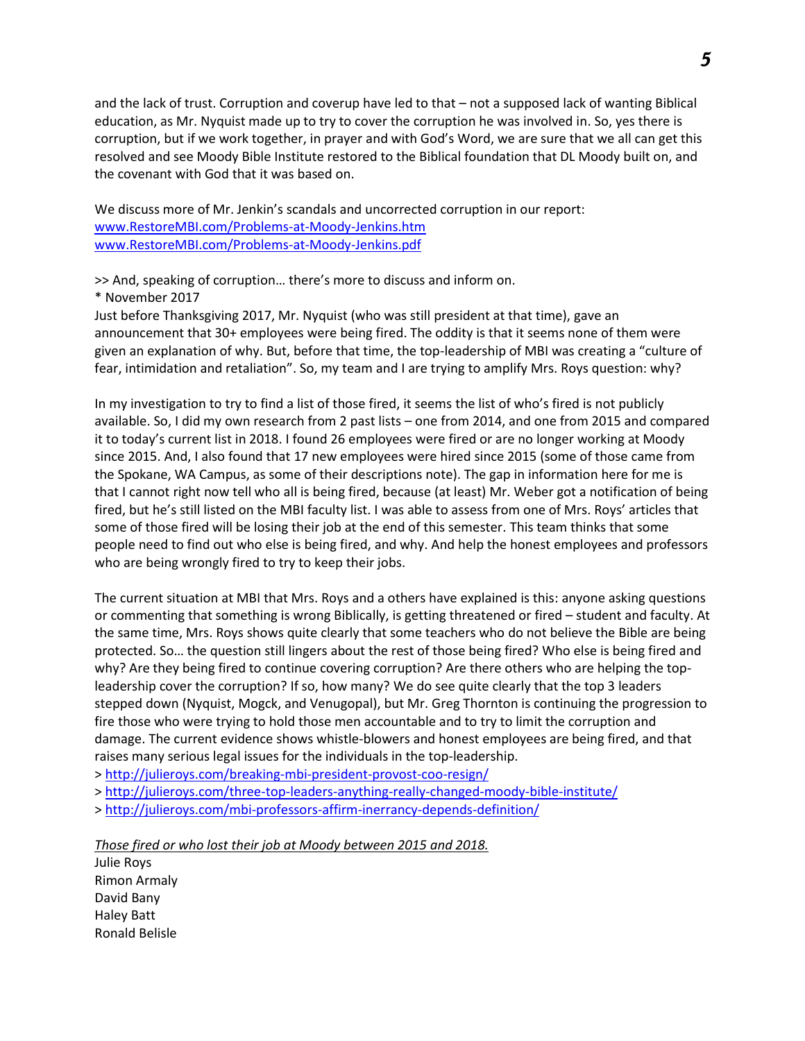and the lack of trust. Corruption and coverup have led to that – not a supposed lack of wanting Biblical education, as Mr. Nyquist made up to try to cover the corruption he was involved in. So, yes there is corruption, but if we work together, in prayer and with God's Word, we are sure that we all can get this resolved and see Moody Bible Institute restored to the Biblical foundation that DL Moody built on, and the covenant with God that it was based on.

We discuss more of Mr. Jenkin's scandals and uncorrected corruption in our report:
[www.RestoreMBI.com/Problems-at-Moody-Jenkins.htm](www.RestoreMBI.com/Problems-at-Moody-Jenkins.htm)
[www.RestoreMBI.com/Problems-at-Moody-Jenkins.pdf](www.RestoreMBI.com/Problems-at-Moody-Jenkins.pdf)

>> And, speaking of corruption… there's more to discuss and inform on.
* November 2017
Just before Thanksgiving 2017, Mr. Nyquist (who was still president at that time), gave an announcement that 30+ employees were being fired. The oddity is that it seems none of them were given an explanation of why. But, before that time, the top-leadership of MBI was creating a "culture of fear, intimidation and retaliation". So, my team and I are trying to amplify Mrs. Roys question: why?

In my investigation to try to find a list of those fired, it seems the list of who's fired is not publicly available. So, I did my own research from 2 past lists – one from 2014, and one from 2015 and compared it to today's current list in 2018. I found 26 employees were fired or are no longer working at Moody since 2015. And, I also found that 17 new employees were hired since 2015 (some of those came from the Spokane, WA Campus, as some of their descriptions note). The gap in information here for me is that I cannot right now tell who all is being fired, because (at least) Mr. Weber got a notification of being fired, but he's still listed on the MBI faculty list. I was able to assess from one of Mrs. Roys' articles that some of those fired will be losing their job at the end of this semester. This team thinks that some people need to find out who else is being fired, and why. And help the honest employees and professors who are being wrongly fired to try to keep their jobs.

The current situation at MBI that Mrs. Roys and a others have explained is this: anyone asking questions or commenting that something is wrong Biblically, is getting threatened or fired – student and faculty. At the same time, Mrs. Roys shows quite clearly that some teachers who do not believe the Bible are being protected. So… the question still lingers about the rest of those being fired? Who else is being fired and why? Are they being fired to continue covering corruption? Are there others who are helping the top-leadership cover the corruption? If so, how many? We do see quite clearly that the top 3 leaders stepped down (Nyquist, Mogck, and Venugopal), but Mr. Greg Thornton is continuing the progression to fire those who were trying to hold those men accountable and to try to limit the corruption and damage. The current evidence shows whistle-blowers and honest employees are being fired, and that raises many serious legal issues for the individuals in the top-leadership.
> [http://julieroys.com/breaking-mbi-president-provost-coo-resign/](http://julieroys.com/breaking-mbi-president-provost-coo-resign/)
> [http://julieroys.com/three-top-leaders-anything-really-changed-moody-bible-institute/](http://julieroys.com/three-top-leaders-anything-really-changed-moody-bible-institute/)
> [http://julieroys.com/mbi-professors-affirm-inerrancy-depends-definition/](http://julieroys.com/mbi-professors-affirm-inerrancy-depends-definition/)

*Those fired or who lost their job at Moody between 2015 and 2018.*
Julie Roys
Rimon Armaly
David Bany
Haley Batt
Ronald Belisle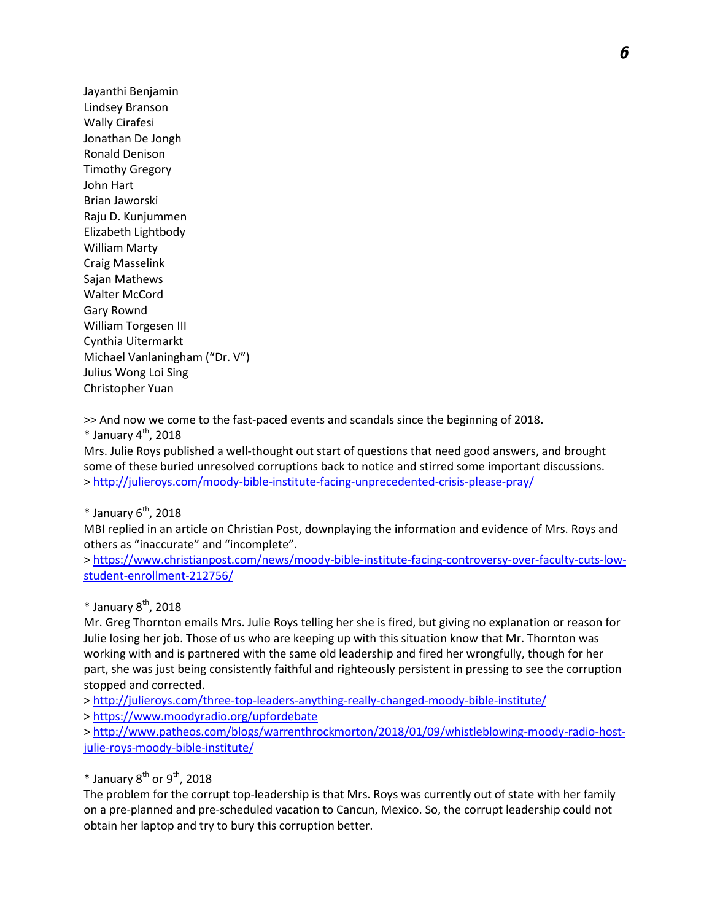Jayanthi Benjamin
Lindsey Branson
Wally Cirafesi
Jonathan De Jongh
Ronald Denison
Timothy Gregory
John Hart
Brian Jaworski
Raju D. Kunjummen
Elizabeth Lightbody
William Marty
Craig Masselink
Sajan Mathews
Walter McCord
Gary Rownd
William Torgesen III
Cynthia Uitermarkt
Michael Vanlaningham ("Dr. V")
Julius Wong Loi Sing
Christopher Yuan

>> And now we come to the fast-paced events and scandals since the beginning of 2018.

* January 4th, 2018

Mrs. Julie Roys published a well-thought out start of questions that need good answers, and brought some of these buried unresolved corruptions back to notice and stirred some important discussions.

> http://julieroys.com/moody-bible-institute-facing-unprecedented-crisis-please-pray/

* January 6th, 2018

MBI replied in an article on Christian Post, downplaying the information and evidence of Mrs. Roys and others as "inaccurate" and "incomplete".

> https://www.christianpost.com/news/moody-bible-institute-facing-controversy-over-faculty-cuts-low-student-enrollment-212756/

* January 8th, 2018

Mr. Greg Thornton emails Mrs. Julie Roys telling her she is fired, but giving no explanation or reason for Julie losing her job. Those of us who are keeping up with this situation know that Mr. Thornton was working with and is partnered with the same old leadership and fired her wrongfully, though for her part, she was just being consistently faithful and righteously persistent in pressing to see the corruption stopped and corrected.

> http://julieroys.com/three-top-leaders-anything-really-changed-moody-bible-institute/

> https://www.moodyradio.org/upfordebate

> http://www.patheos.com/blogs/warrenthrockmorton/2018/01/09/whistleblowing-moody-radio-host-julie-roys-moody-bible-institute/

* January 8th or 9th, 2018

The problem for the corrupt top-leadership is that Mrs. Roys was currently out of state with her family on a pre-planned and pre-scheduled vacation to Cancun, Mexico. So, the corrupt leadership could not obtain her laptop and try to bury this corruption better.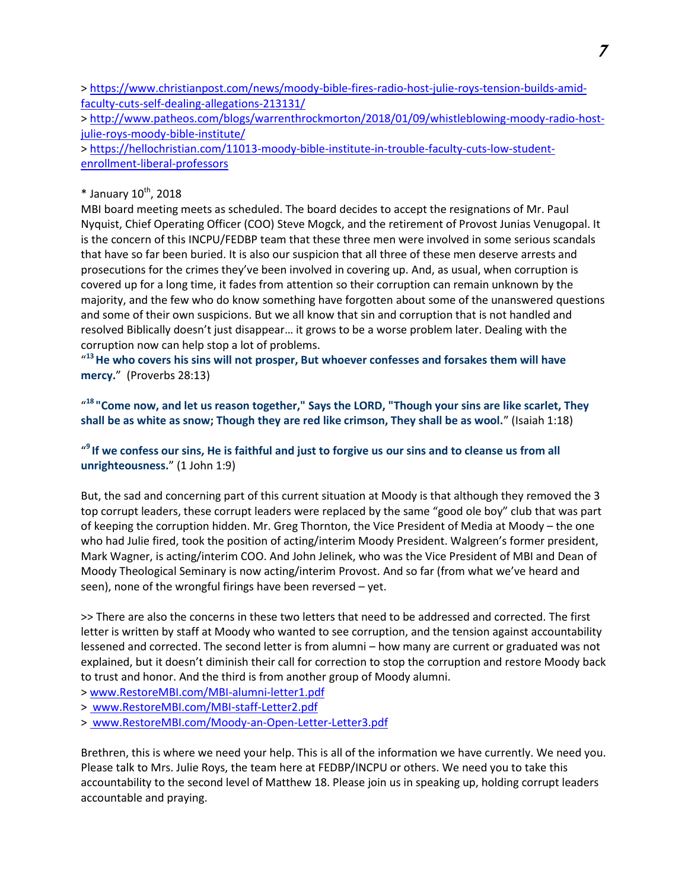> https://www.christianpost.com/news/moody-bible-fires-radio-host-julie-roys-tension-builds-amid-faculty-cuts-self-dealing-allegations-213131/
> http://www.patheos.com/blogs/warrenthrockmorton/2018/01/09/whistleblowing-moody-radio-host-julie-roys-moody-bible-institute/
> https://hellochristian.com/11013-moody-bible-institute-in-trouble-faculty-cuts-low-student-enrollment-liberal-professors

* January 10th, 2018

MBI board meeting meets as scheduled. The board decides to accept the resignations of Mr. Paul Nyquist, Chief Operating Officer (COO) Steve Mogck, and the retirement of Provost Junias Venugopal. It is the concern of this INCPU/FEDBP team that these three men were involved in some serious scandals that have so far been buried. It is also our suspicion that all three of these men deserve arrests and prosecutions for the crimes they've been involved in covering up. And, as usual, when corruption is covered up for a long time, it fades from attention so their corruption can remain unknown by the majority, and the few who do know something have forgotten about some of the unanswered questions and some of their own suspicions. But we all know that sin and corruption that is not handled and resolved Biblically doesn't just disappear… it grows to be a worse problem later. Dealing with the corruption now can help stop a lot of problems.

"[13] **He who covers his sins will not prosper, But whoever confesses and forsakes them will have mercy.**" (Proverbs 28:13)

"[18] **"Come now, and let us reason together," Says the LORD, "Though your sins are like scarlet, They shall be as white as snow; Though they are red like crimson, They shall be as wool.**" (Isaiah 1:18)

"[9] **If we confess our sins, He is faithful and just to forgive us our sins and to cleanse us from all unrighteousness.**" (1 John 1:9)

But, the sad and concerning part of this current situation at Moody is that although they removed the 3 top corrupt leaders, these corrupt leaders were replaced by the same "good ole boy" club that was part of keeping the corruption hidden. Mr. Greg Thornton, the Vice President of Media at Moody – the one who had Julie fired, took the position of acting/interim Moody President. Walgreen's former president, Mark Wagner, is acting/interim COO. And John Jelinek, who was the Vice President of MBI and Dean of Moody Theological Seminary is now acting/interim Provost. And so far (from what we've heard and seen), none of the wrongful firings have been reversed – yet.

>> There are also the concerns in these two letters that need to be addressed and corrected. The first letter is written by staff at Moody who wanted to see corruption, and the tension against accountability lessened and corrected. The second letter is from alumni – how many are current or graduated was not explained, but it doesn't diminish their call for correction to stop the corruption and restore Moody back to trust and honor. And the third is from another group of Moody alumni.
> www.RestoreMBI.com/MBI-alumni-letter1.pdf
> www.RestoreMBI.com/MBI-staff-Letter2.pdf
> www.RestoreMBI.com/Moody-an-Open-Letter-Letter3.pdf

Brethren, this is where we need your help. This is all of the information we have currently. We need you. Please talk to Mrs. Julie Roys, the team here at FEDBP/INCPU or others. We need you to take this accountability to the second level of Matthew 18. Please join us in speaking up, holding corrupt leaders accountable and praying.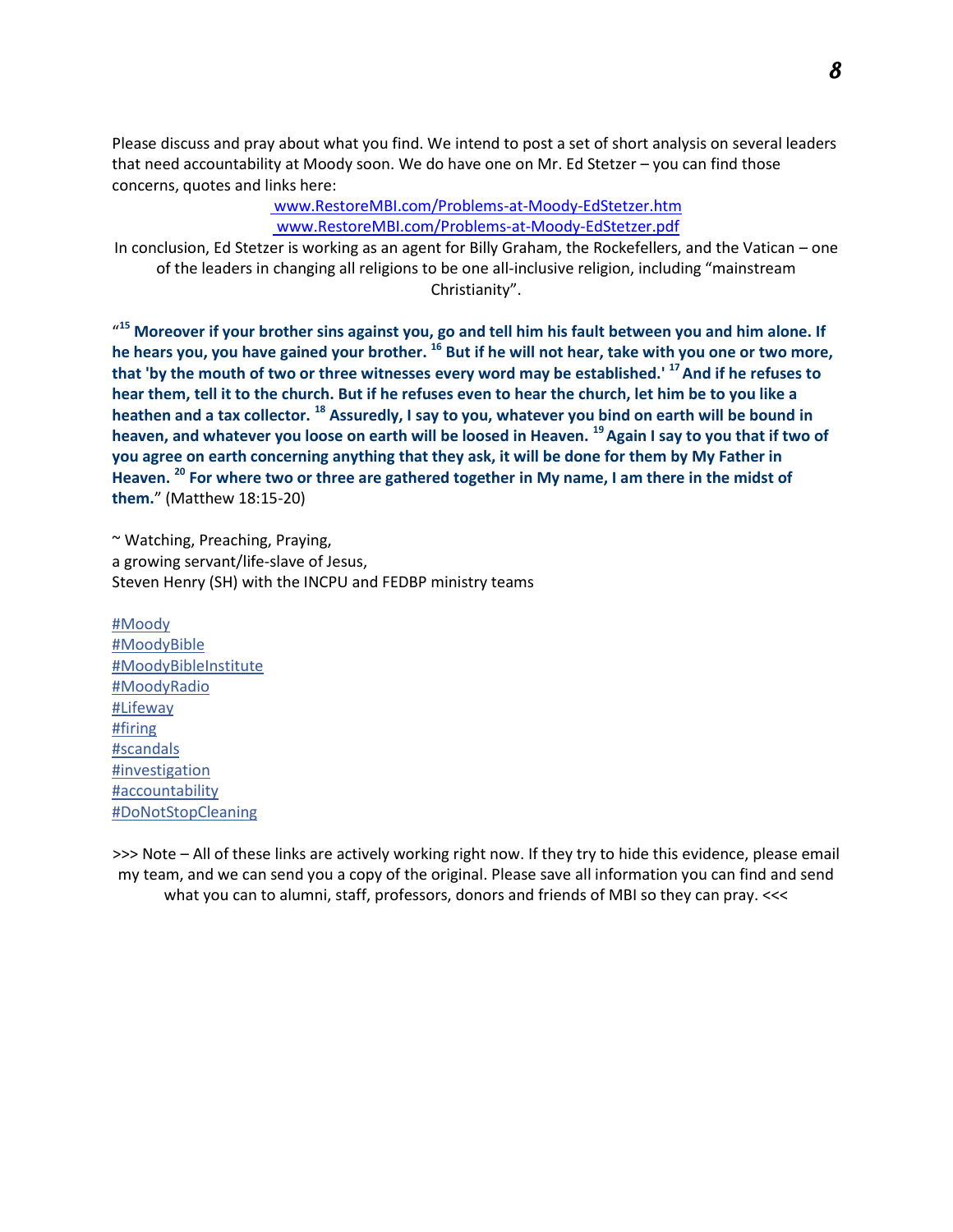Please discuss and pray about what you find. We intend to post a set of short analysis on several leaders that need accountability at Moody soon. We do have one on Mr. Ed Stetzer – you can find those concerns, quotes and links here:

www.RestoreMBI.com/Problems-at-Moody-EdStetzer.htm
www.RestoreMBI.com/Problems-at-Moody-EdStetzer.pdf

In conclusion, Ed Stetzer is working as an agent for Billy Graham, the Rockefellers, and the Vatican – one of the leaders in changing all religions to be one all-inclusive religion, including "mainstream Christianity".

"[15] **Moreover if your brother sins against you, go and tell him his fault between you and him alone. If he hears you, you have gained your brother.** [16] **But if he will not hear, take with you one or two more, that 'by the mouth of two or three witnesses every word may be established.'** [17] **And if he refuses to hear them, tell it to the church. But if he refuses even to hear the church, let him be to you like a heathen and a tax collector.** [18] **Assuredly, I say to you, whatever you bind on earth will be bound in heaven, and whatever you loose on earth will be loosed in Heaven.** [19] **Again I say to you that if two of you agree on earth concerning anything that they ask, it will be done for them by My Father in Heaven.** [20] **For where two or three are gathered together in My name, I am there in the midst of them.**" (Matthew 18:15-20)

~ Watching, Preaching, Praying,
a growing servant/life-slave of Jesus,
Steven Henry (SH) with the INCPU and FEDBP ministry teams

#Moody
#MoodyBible
#MoodyBibleInstitute
#MoodyRadio
#Lifeway
#firing
#scandals
#investigation
#accountability
#DoNotStopCleaning

>>> Note – All of these links are actively working right now. If they try to hide this evidence, please email my team, and we can send you a copy of the original. Please save all information you can find and send what you can to alumni, staff, professors, donors and friends of MBI so they can pray. <<<